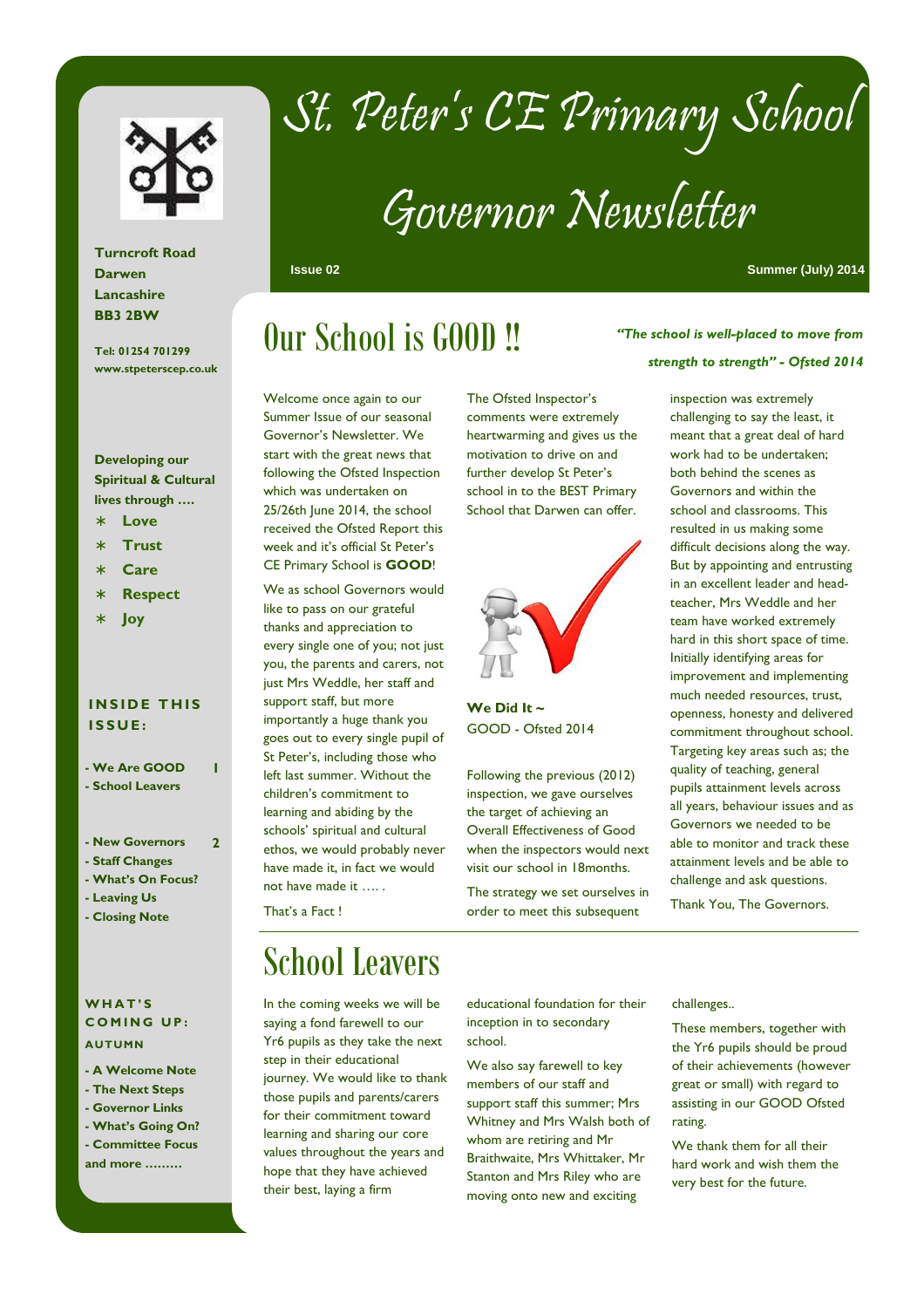# St. Peter's CE Primary School

# Governor Newsletter

**Issue 02** — **Summer (July) 2014**

**Turncroft Road**
**Darwen**
**Lancashire**
**BB3 2BW**

**Tel: 01254 701299**
**www.stpeterscep.co.uk**

**Developing our Spiritual & Cultural lives through ….**

- **Love**
- **Trust**
- **Care**
- **Respect**
- **Joy**

**INSIDE THIS ISSUE:**

- We Are GOOD — 1
- School Leavers
- New Governors — 2
- Staff Changes
- What's On Focus?
- Leaving Us
- Closing Note

**WHAT'S COMING UP: AUTUMN**

- A Welcome Note
- The Next Steps
- Governor Links
- What's Going On?
- Committee Focus

and more ………

## Our School is GOOD !!

***"The school is well-placed to move from strength to strength" - Ofsted 2014***

Welcome once again to our Summer Issue of our seasonal Governor's Newsletter. We start with the great news that following the Ofsted Inspection which was undertaken on 25/26th June 2014, the school received the Ofsted Report this week and it's official St Peter's CE Primary School is **GOOD**!

We as school Governors would like to pass on our grateful thanks and appreciation to every single one of you; not just you, the parents and carers, not just Mrs Weddle, her staff and support staff, but more importantly a huge thank you goes out to every single pupil of St Peter's, including those who left last summer. Without the children's commitment to learning and abiding by the schools' spiritual and cultural ethos, we would probably never have made it, in fact we would not have made it …. .

That's a Fact !

The Ofsted Inspector's comments were extremely heartwarming and gives us the motivation to drive on and further develop St Peter's school in to the BEST Primary School that Darwen can offer.

**We Did It ~**
GOOD - Ofsted 2014

Following the previous (2012) inspection, we gave ourselves the target of achieving an Overall Effectiveness of Good when the inspectors would next visit our school in 18months.

The strategy we set ourselves in order to meet this subsequent inspection was extremely challenging to say the least, it meant that a great deal of hard work had to be undertaken; both behind the scenes as Governors and within the school and classrooms. This resulted in us making some difficult decisions along the way. But by appointing and entrusting in an excellent leader and head-teacher, Mrs Weddle and her team have worked extremely hard in this short space of time. Initially identifying areas for improvement and implementing much needed resources, trust, openness, honesty and delivered commitment throughout school. Targeting key areas such as; the quality of teaching, general pupils attainment levels across all years, behaviour issues and as Governors we needed to be able to monitor and track these attainment levels and be able to challenge and ask questions.

Thank You, The Governors.

## School Leavers

In the coming weeks we will be saying a fond farewell to our Yr6 pupils as they take the next step in their educational journey. We would like to thank those pupils and parents/carers for their commitment toward learning and sharing our core values throughout the years and hope that they have achieved their best, laying a firm educational foundation for their inception in to secondary school.

We also say farewell to key members of our staff and support staff this summer; Mrs Whitney and Mrs Walsh both of whom are retiring and Mr Braithwaite, Mrs Whittaker, Mr Stanton and Mrs Riley who are moving onto new and exciting challenges..

These members, together with the Yr6 pupils should be proud of their achievements (however great or small) with regard to assisting in our GOOD Ofsted rating.

We thank them for all their hard work and wish them the very best for the future.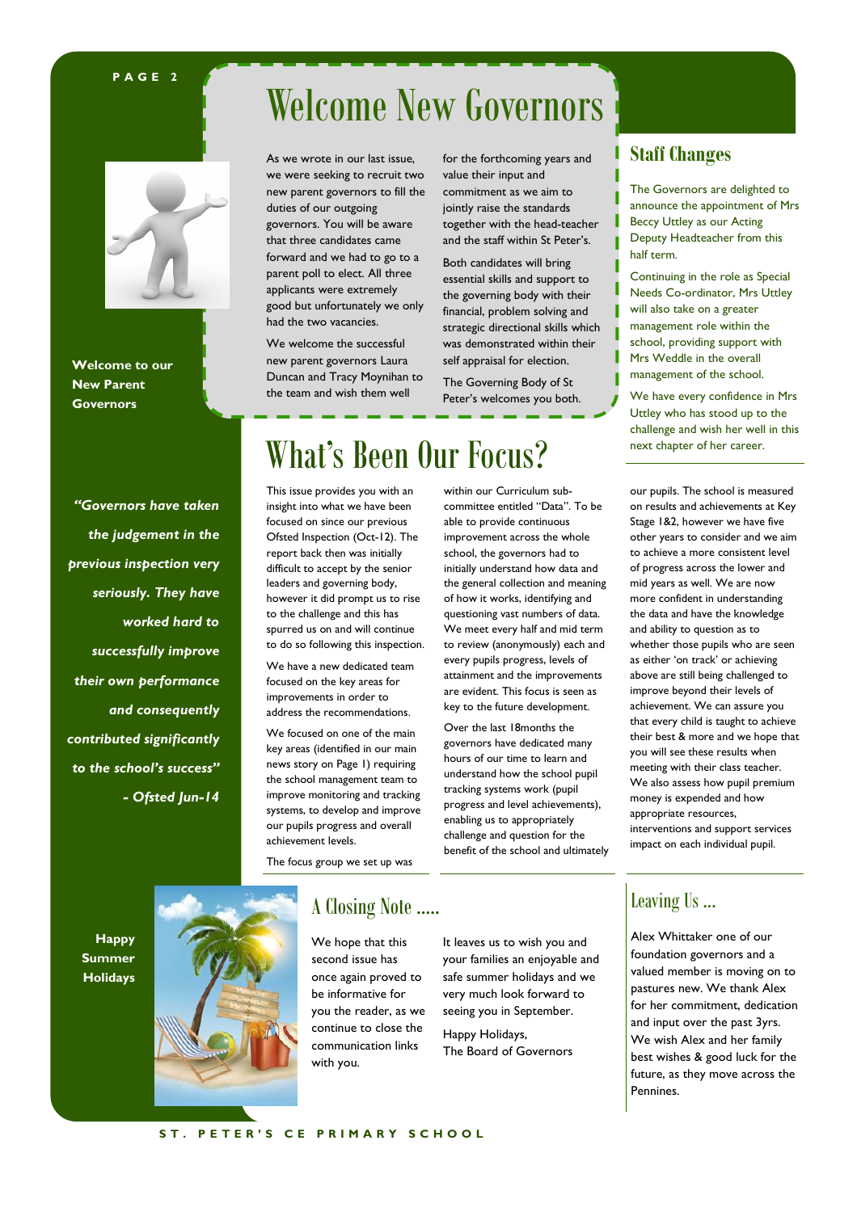# Welcome New Governors

**Welcome to our New Parent Governors**

As we wrote in our last issue, we were seeking to recruit two new parent governors to fill the duties of our outgoing governors. You will be aware that three candidates came forward and we had to go to a parent poll to elect. All three applicants were extremely good but unfortunately we only had the two vacancies.

We welcome the successful new parent governors Laura Duncan and Tracy Moynihan to the team and wish them well for the forthcoming years and value their input and commitment as we aim to jointly raise the standards together with the head-teacher and the staff within St Peter's.

Both candidates will bring essential skills and support to the governing body with their financial, problem solving and strategic directional skills which was demonstrated within their self appraisal for election.

The Governing Body of St Peter's welcomes you both.

## Staff Changes

The Governors are delighted to announce the appointment of Mrs Beccy Uttley as our Acting Deputy Headteacher from this half term.

Continuing in the role as Special Needs Co-ordinator, Mrs Uttley will also take on a greater management role within the school, providing support with Mrs Weddle in the overall management of the school.

We have every confidence in Mrs Uttley who has stood up to the challenge and wish her well in this next chapter of her career.

# What's Been Our Focus?

*"Governors have taken the judgement in the previous inspection very seriously. They have worked hard to successfully improve their own performance and consequently contributed significantly to the school's success"*

*- Ofsted Jun-14*

This issue provides you with an insight into what we have been focused on since our previous Ofsted Inspection (Oct-12). The report back then was initially difficult to accept by the senior leaders and governing body, however it did prompt us to rise to the challenge and this has spurred us on and will continue to do so following this inspection.

We have a new dedicated team focused on the key areas for improvements in order to address the recommendations.

We focused on one of the main key areas (identified in our main news story on Page 1) requiring the school management team to improve monitoring and tracking systems, to develop and improve our pupils progress and overall achievement levels.

The focus group we set up was within our Curriculum sub-committee entitled "Data". To be able to provide continuous improvement across the whole school, the governors had to initially understand how data and the general collection and meaning of how it works, identifying and questioning vast numbers of data. We meet every half and mid term to review (anonymously) each and every pupils progress, levels of attainment and the improvements are evident. This focus is seen as key to the future development.

Over the last 18months the governors have dedicated many hours of our time to learn and understand how the school pupil tracking systems work (pupil progress and level achievements), enabling us to appropriately challenge and question for the benefit of the school and ultimately our pupils. The school is measured on results and achievements at Key Stage 1&2, however we have five other years to consider and we aim to achieve a more consistent level of progress across the lower and mid years as well. We are now more confident in understanding the data and have the knowledge and ability to question as to whether those pupils who are seen as either 'on track' or achieving above are still being challenged to improve beyond their levels of achievement. We can assure you that every child is taught to achieve their best & more and we hope that you will see these results when meeting with their class teacher. We also assess how pupil premium money is expended and how appropriate resources, interventions and support services impact on each individual pupil.

## A Closing Note .....

**Happy Summer Holidays**

We hope that this second issue has once again proved to be informative for you the reader, as we continue to close the communication links with you.

It leaves us to wish you and your families an enjoyable and safe summer holidays and we very much look forward to seeing you in September.

Happy Holidays,
The Board of Governors

## Leaving Us ...

Alex Whittaker one of our foundation governors and a valued member is moving on to pastures new. We thank Alex for her commitment, dedication and input over the past 3yrs. We wish Alex and her family best wishes & good luck for the future, as they move across the Pennines.